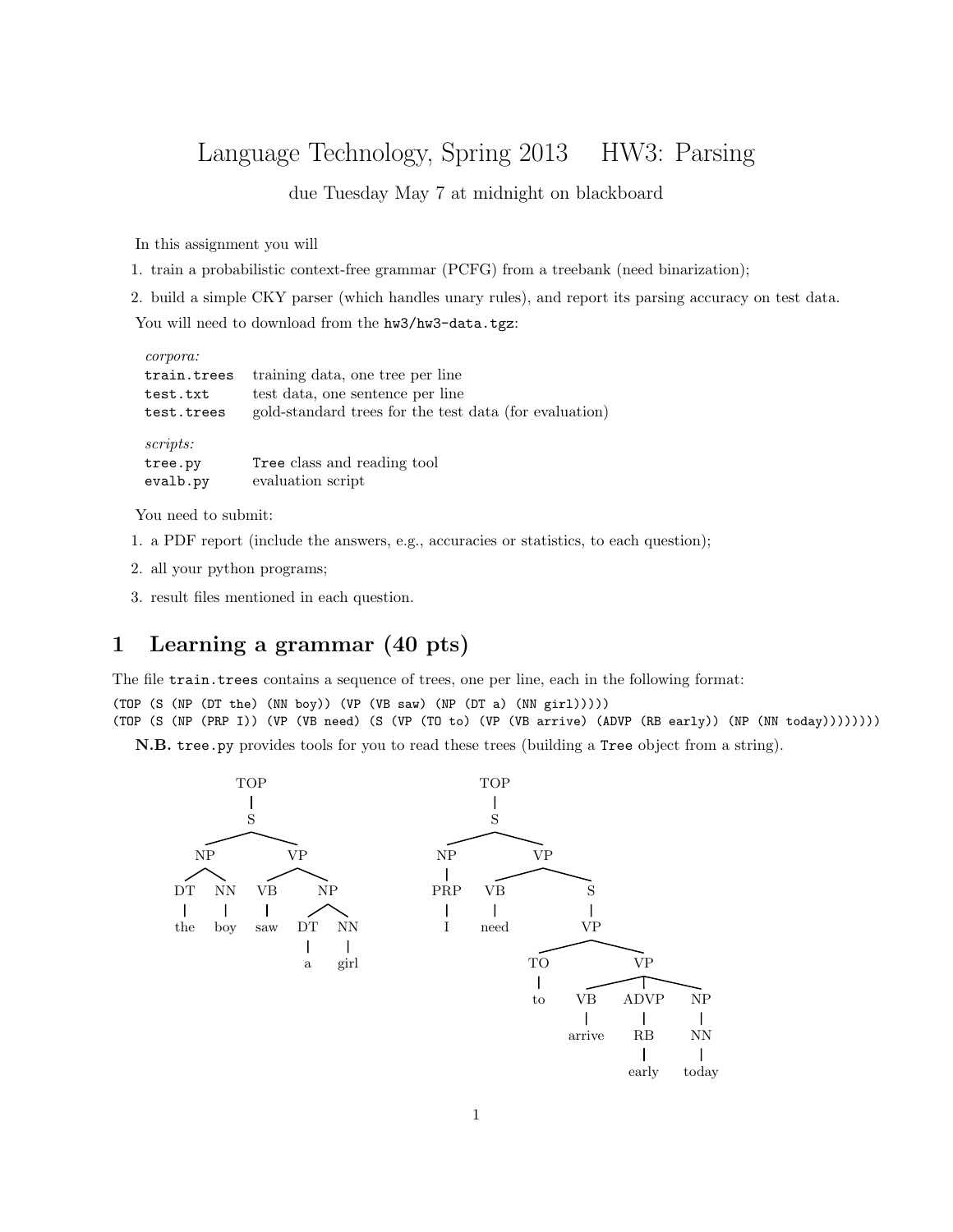# Language Technology, Spring 2013 HW3: Parsing

due Tuesday May 7 at midnight on blackboard

In this assignment you will

1. train a probabilistic context-free grammar (PCFG) from a treebank (need binarization);
2. build a simple CKY parser (which handles unary rules), and report its parsing accuracy on test data.

You will need to download from the `hw3/hw3-data.tgz`:

*corpora:*

| | |
|---|---|
| `train.trees` | training data, one tree per line |
| `test.txt` | test data, one sentence per line |
| `test.trees` | gold-standard trees for the test data (for evaluation) |

*scripts:*

| | |
|---|---|
| `tree.py` | `Tree` class and reading tool |
| `evalb.py` | evaluation script |

You need to submit:

1. a PDF report (include the answers, e.g., accuracies or statistics, to each question);
2. all your python programs;
3. result files mentioned in each question.

## 1 Learning a grammar (40 pts)

The file `train.trees` contains a sequence of trees, one per line, each in the following format:

```
(TOP (S (NP (DT the) (NN boy)) (VP (VB saw) (NP (DT a) (NN girl)))))
(TOP (S (NP (PRP I)) (VP (VB need) (S (VP (TO to) (VP (VB arrive) (ADVP (RB early)) (NP (NN today))))))))
```

**N.B.** `tree.py` provides tools for you to read these trees (building a `Tree` object from a string).

```
        TOP                          TOP
         |                            |
         S                            S
       /   \                        /   \
     NP     VP                    NP     VP
    /  \   /  \                   |     /  \
   DT  NN VB   NP                PRP   VB    S
   |   |  |   /  \                |    |     |
  the boy saw DT  NN              I   need   VP
              |   |                         /  \
              a  girl                     TO    VP
                                          |   /  |   \
                                          to VB ADVP  NP
                                             |    |    |
                                          arrive  RB   NN
                                                  |    |
                                                early today
```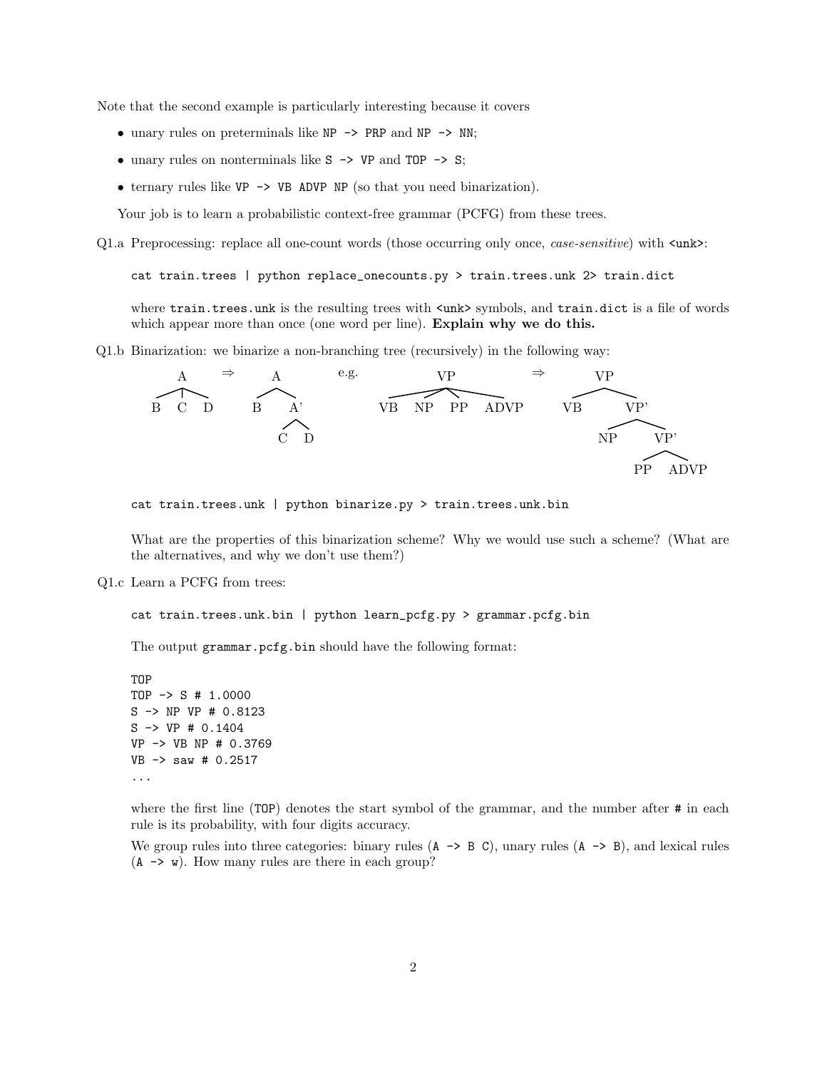Note that the second example is particularly interesting because it covers

- unary rules on preterminals like `NP -> PRP` and `NP -> NN`;
- unary rules on nonterminals like `S -> VP` and `TOP -> S`;
- ternary rules like `VP -> VB ADVP NP` (so that you need binarization).

Your job is to learn a probabilistic context-free grammar (PCFG) from these trees.

Q1.a Preprocessing: replace all one-count words (those occurring only once, *case-sensitive*) with `<unk>`:

```
cat train.trees | python replace_onecounts.py > train.trees.unk 2> train.dict
```

where `train.trees.unk` is the resulting trees with `<unk>` symbols, and `train.dict` is a file of words which appear more than once (one word per line). **Explain why we do this.**

Q1.b Binarization: we binarize a non-branching tree (recursively) in the following way:

```
    A        ⇒      A            e.g.        VP               ⇒      VP
  / | \            / \                 /   /    \    \              /  \
 B  C  D          B   A'             VB  NP    PP   ADVP          VB    VP'
                     / \                                                /  \
                    C   D                                             NP    VP'
                                                                           /  \
                                                                         PP   ADVP
```

```
cat train.trees.unk | python binarize.py > train.trees.unk.bin
```

What are the properties of this binarization scheme? Why we would use such a scheme? (What are the alternatives, and why we don't use them?)

Q1.c Learn a PCFG from trees:

```
cat train.trees.unk.bin | python learn_pcfg.py > grammar.pcfg.bin
```

The output `grammar.pcfg.bin` should have the following format:

```
TOP
TOP -> S # 1.0000
S -> NP VP # 0.8123
S -> VP # 0.1404
VP -> VB NP # 0.3769
VB -> saw # 0.2517
...
```

where the first line (`TOP`) denotes the start symbol of the grammar, and the number after `#` in each rule is its probability, with four digits accuracy.

We group rules into three categories: binary rules (`A -> B C`), unary rules (`A -> B`), and lexical rules (`A -> w`). How many rules are there in each group?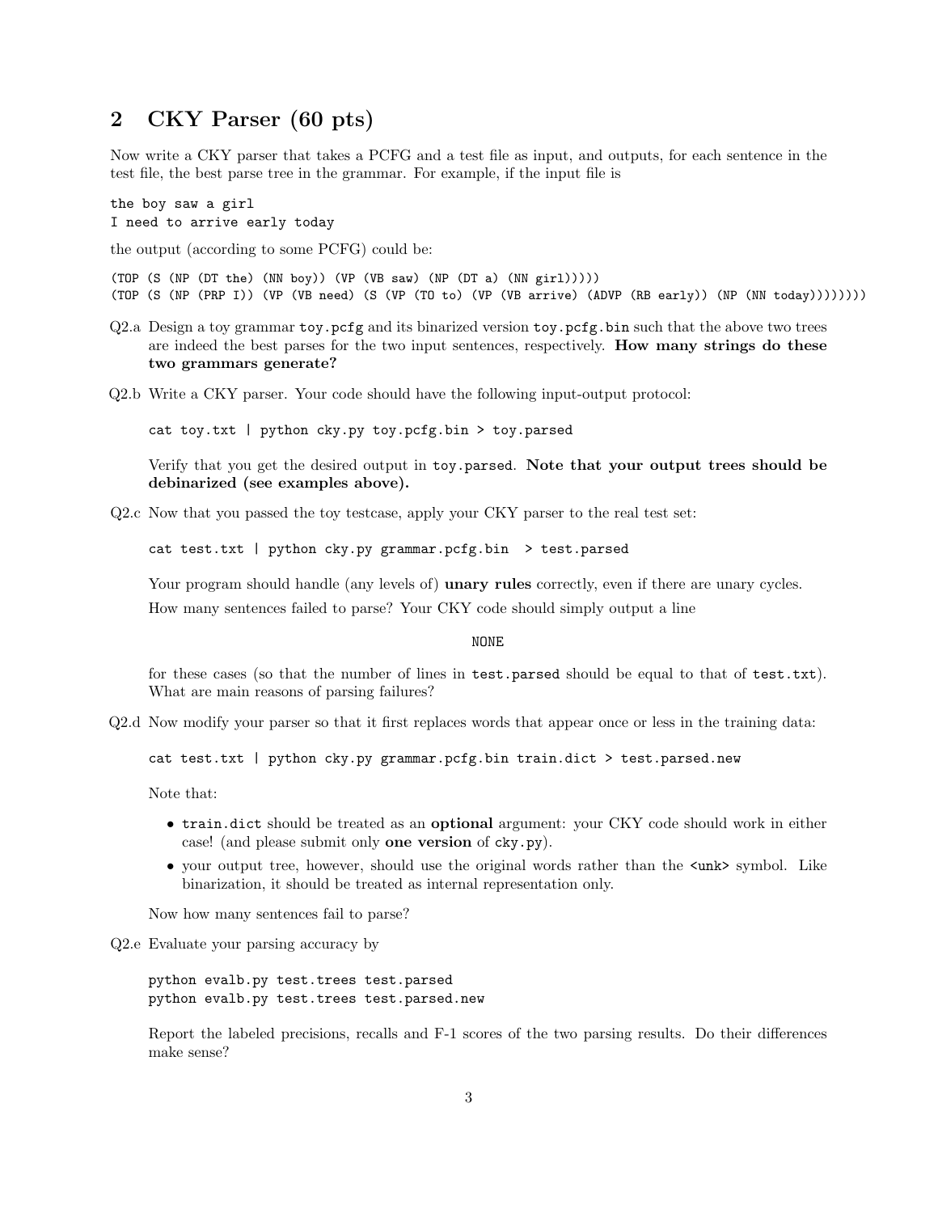## 2 CKY Parser (60 pts)

Now write a CKY parser that takes a PCFG and a test file as input, and outputs, for each sentence in the test file, the best parse tree in the grammar. For example, if the input file is

```
the boy saw a girl
I need to arrive early today
```

the output (according to some PCFG) could be:

```
(TOP (S (NP (DT the) (NN boy)) (VP (VB saw) (NP (DT a) (NN girl)))))
(TOP (S (NP (PRP I)) (VP (VB need) (S (VP (TO to) (VP (VB arrive) (ADVP (RB early)) (NP (NN today))))))))
```

Q2.a Design a toy grammar `toy.pcfg` and its binarized version `toy.pcfg.bin` such that the above two trees are indeed the best parses for the two input sentences, respectively. **How many strings do these two grammars generate?**

Q2.b Write a CKY parser. Your code should have the following input-output protocol:

```
cat toy.txt | python cky.py toy.pcfg.bin > toy.parsed
```

Verify that you get the desired output in `toy.parsed`. **Note that your output trees should be debinarized (see examples above).**

Q2.c Now that you passed the toy testcase, apply your CKY parser to the real test set:

```
cat test.txt | python cky.py grammar.pcfg.bin  > test.parsed
```

Your program should handle (any levels of) **unary rules** correctly, even if there are unary cycles.

How many sentences failed to parse? Your CKY code should simply output a line

```
NONE
```

for these cases (so that the number of lines in `test.parsed` should be equal to that of `test.txt`). What are main reasons of parsing failures?

Q2.d Now modify your parser so that it first replaces words that appear once or less in the training data:

```
cat test.txt | python cky.py grammar.pcfg.bin train.dict > test.parsed.new
```

Note that:

- `train.dict` should be treated as an **optional** argument: your CKY code should work in either case! (and please submit only **one version** of `cky.py`).
- your output tree, however, should use the original words rather than the `<unk>` symbol. Like binarization, it should be treated as internal representation only.

Now how many sentences fail to parse?

Q2.e Evaluate your parsing accuracy by

```
python evalb.py test.trees test.parsed
python evalb.py test.trees test.parsed.new
```

Report the labeled precisions, recalls and F-1 scores of the two parsing results. Do their differences make sense?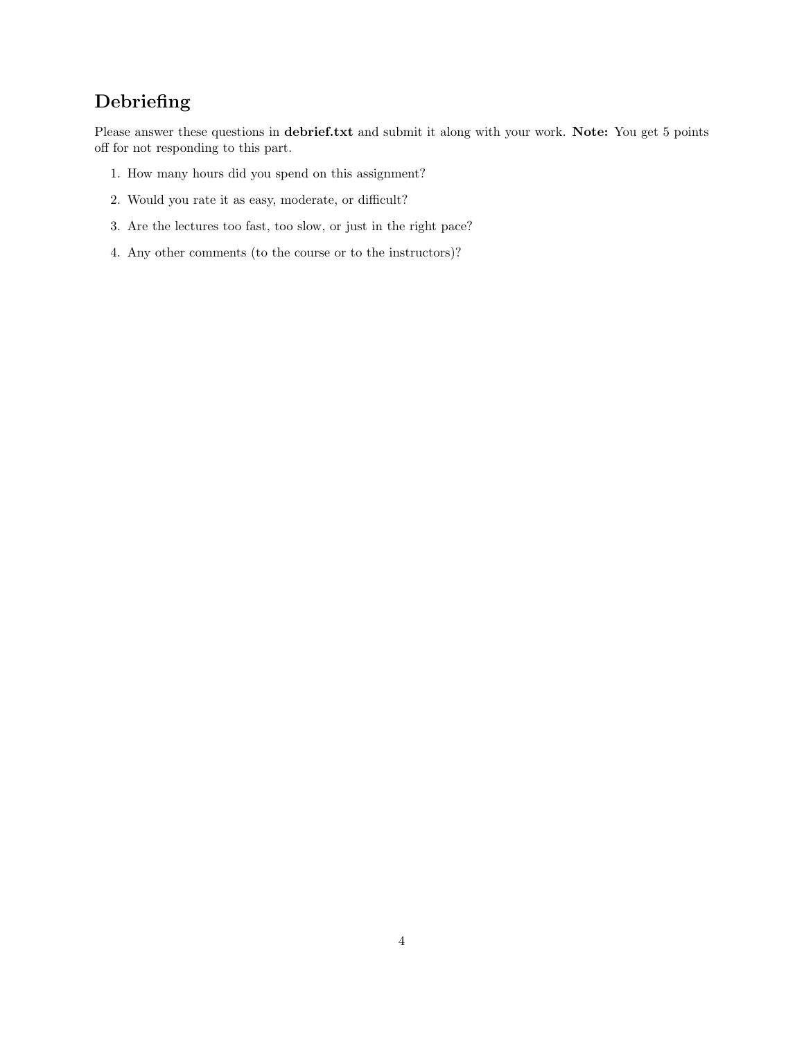## Debriefing

Please answer these questions in **debrief.txt** and submit it along with your work. **Note:** You get 5 points off for not responding to this part.

1. How many hours did you spend on this assignment?
2. Would you rate it as easy, moderate, or difficult?
3. Are the lectures too fast, too slow, or just in the right pace?
4. Any other comments (to the course or to the instructors)?